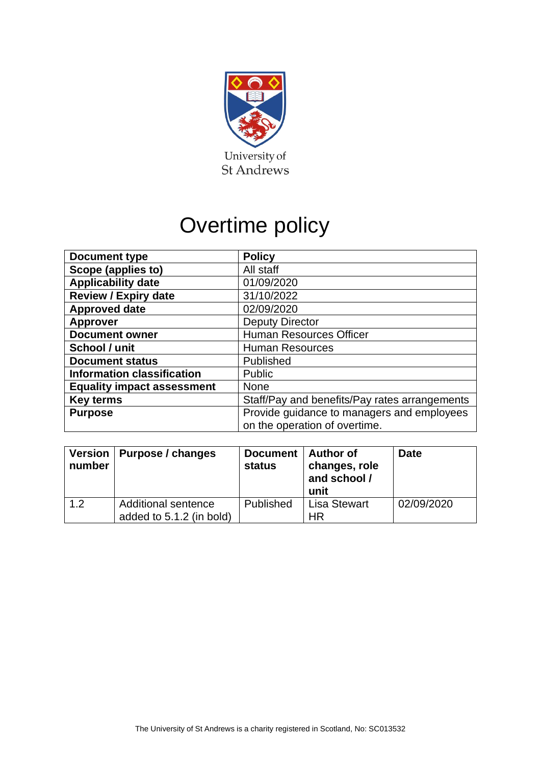University of St Andrews

# Overtime policy

| Document type | Policy |
| --- | --- |
| Scope (applies to) | All staff |
| Applicability date | 01/09/2020 |
| Review / Expiry date | 31/10/2022 |
| Approved date | 02/09/2020 |
| Approver | Deputy Director |
| Document owner | Human Resources Officer |
| School / unit | Human Resources |
| Document status | Published |
| Information classification | Public |
| Equality impact assessment | None |
| Key terms | Staff/Pay and benefits/Pay rates arrangements |
| Purpose | Provide guidance to managers and employees on the operation of overtime. |

| Version number | Purpose / changes | Document status | Author of changes, role and school / unit | Date |
| --- | --- | --- | --- | --- |
| 1.2 | Additional sentence added to 5.1.2 (in bold) | Published | Lisa Stewart HR | 02/09/2020 |

The University of St Andrews is a charity registered in Scotland, No: SC013532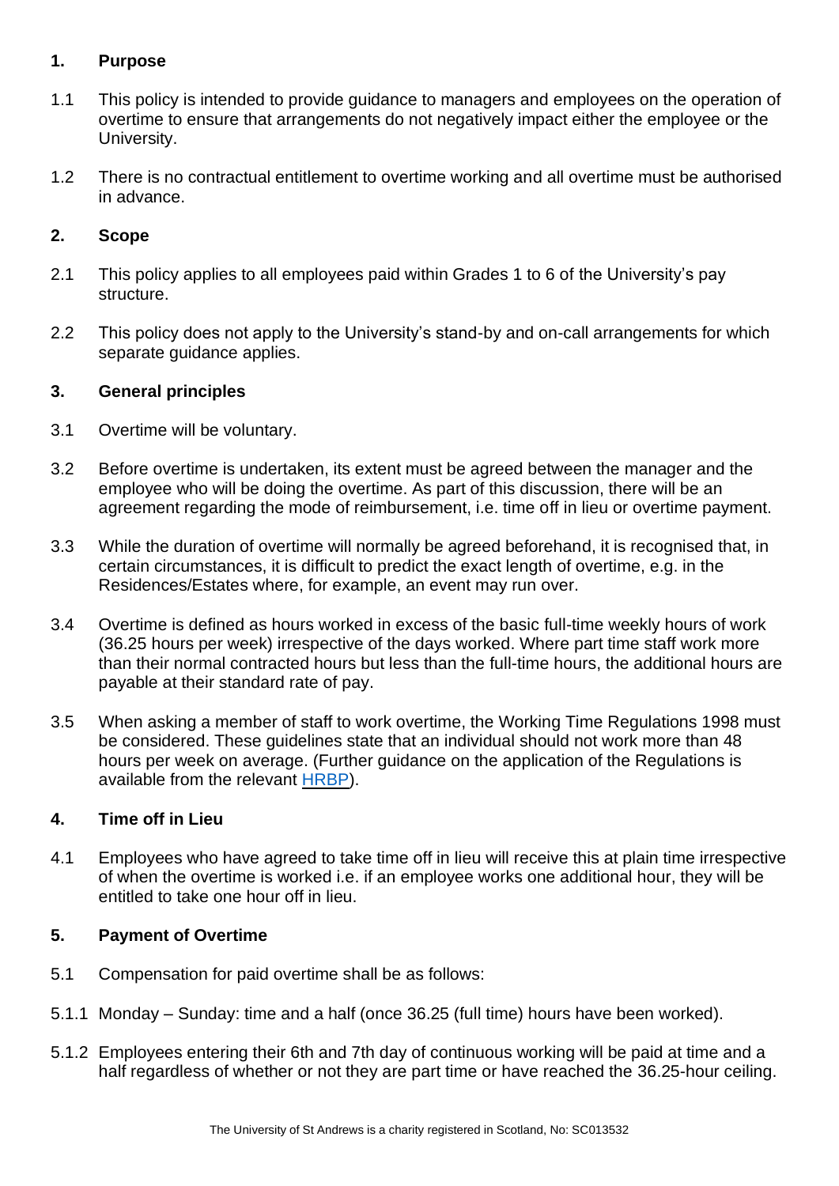## 1. Purpose

1.1 This policy is intended to provide guidance to managers and employees on the operation of overtime to ensure that arrangements do not negatively impact either the employee or the University.

1.2 There is no contractual entitlement to overtime working and all overtime must be authorised in advance.

## 2. Scope

2.1 This policy applies to all employees paid within Grades 1 to 6 of the University's pay structure.

2.2 This policy does not apply to the University's stand-by and on-call arrangements for which separate guidance applies.

## 3. General principles

3.1 Overtime will be voluntary.

3.2 Before overtime is undertaken, its extent must be agreed between the manager and the employee who will be doing the overtime. As part of this discussion, there will be an agreement regarding the mode of reimbursement, i.e. time off in lieu or overtime payment.

3.3 While the duration of overtime will normally be agreed beforehand, it is recognised that, in certain circumstances, it is difficult to predict the exact length of overtime, e.g. in the Residences/Estates where, for example, an event may run over.

3.4 Overtime is defined as hours worked in excess of the basic full-time weekly hours of work (36.25 hours per week) irrespective of the days worked. Where part time staff work more than their normal contracted hours but less than the full-time hours, the additional hours are payable at their standard rate of pay.

3.5 When asking a member of staff to work overtime, the Working Time Regulations 1998 must be considered. These guidelines state that an individual should not work more than 48 hours per week on average. (Further guidance on the application of the Regulations is available from the relevant HRBP).

## 4. Time off in Lieu

4.1 Employees who have agreed to take time off in lieu will receive this at plain time irrespective of when the overtime is worked i.e. if an employee works one additional hour, they will be entitled to take one hour off in lieu.

## 5. Payment of Overtime

5.1 Compensation for paid overtime shall be as follows:

5.1.1 Monday – Sunday: time and a half (once 36.25 (full time) hours have been worked).

5.1.2 Employees entering their 6th and 7th day of continuous working will be paid at time and a half regardless of whether or not they are part time or have reached the 36.25-hour ceiling.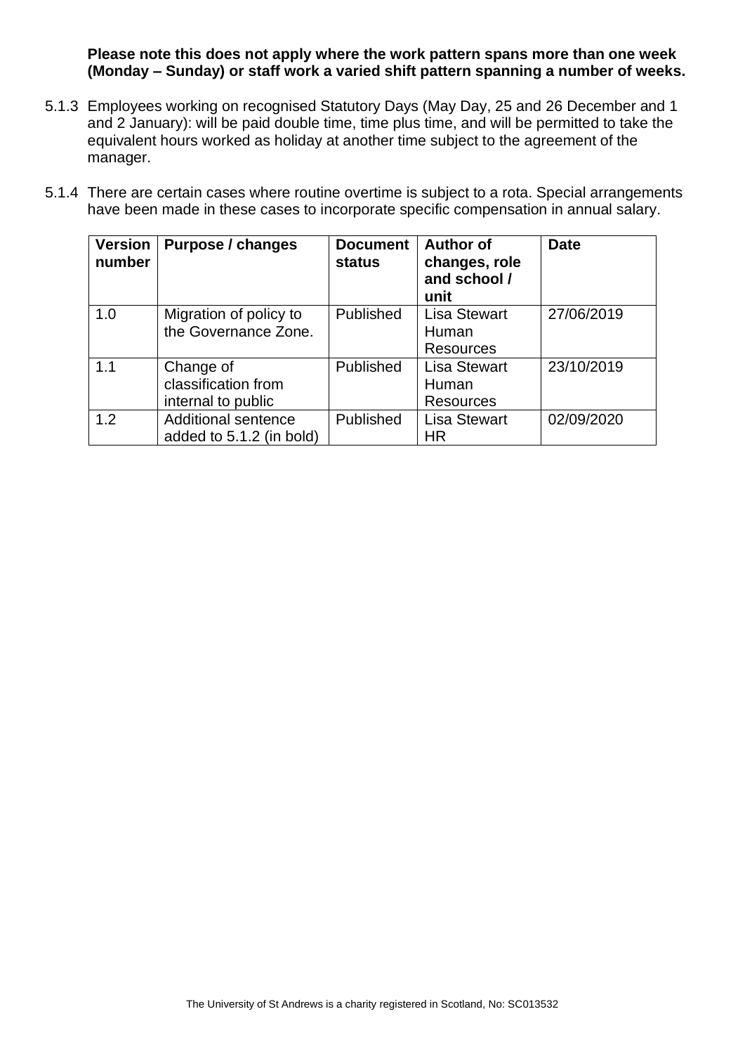**Please note this does not apply where the work pattern spans more than one week (Monday – Sunday) or staff work a varied shift pattern spanning a number of weeks.**

5.1.3 Employees working on recognised Statutory Days (May Day, 25 and 26 December and 1 and 2 January): will be paid double time, time plus time, and will be permitted to take the equivalent hours worked as holiday at another time subject to the agreement of the manager.

5.1.4 There are certain cases where routine overtime is subject to a rota. Special arrangements have been made in these cases to incorporate specific compensation in annual salary.

| Version number | Purpose / changes | Document status | Author of changes, role and school / unit | Date |
|---|---|---|---|---|
| 1.0 | Migration of policy to the Governance Zone. | Published | Lisa Stewart Human Resources | 27/06/2019 |
| 1.1 | Change of classification from internal to public | Published | Lisa Stewart Human Resources | 23/10/2019 |
| 1.2 | Additional sentence added to 5.1.2 (in bold) | Published | Lisa Stewart HR | 02/09/2020 |

The University of St Andrews is a charity registered in Scotland, No: SC013532